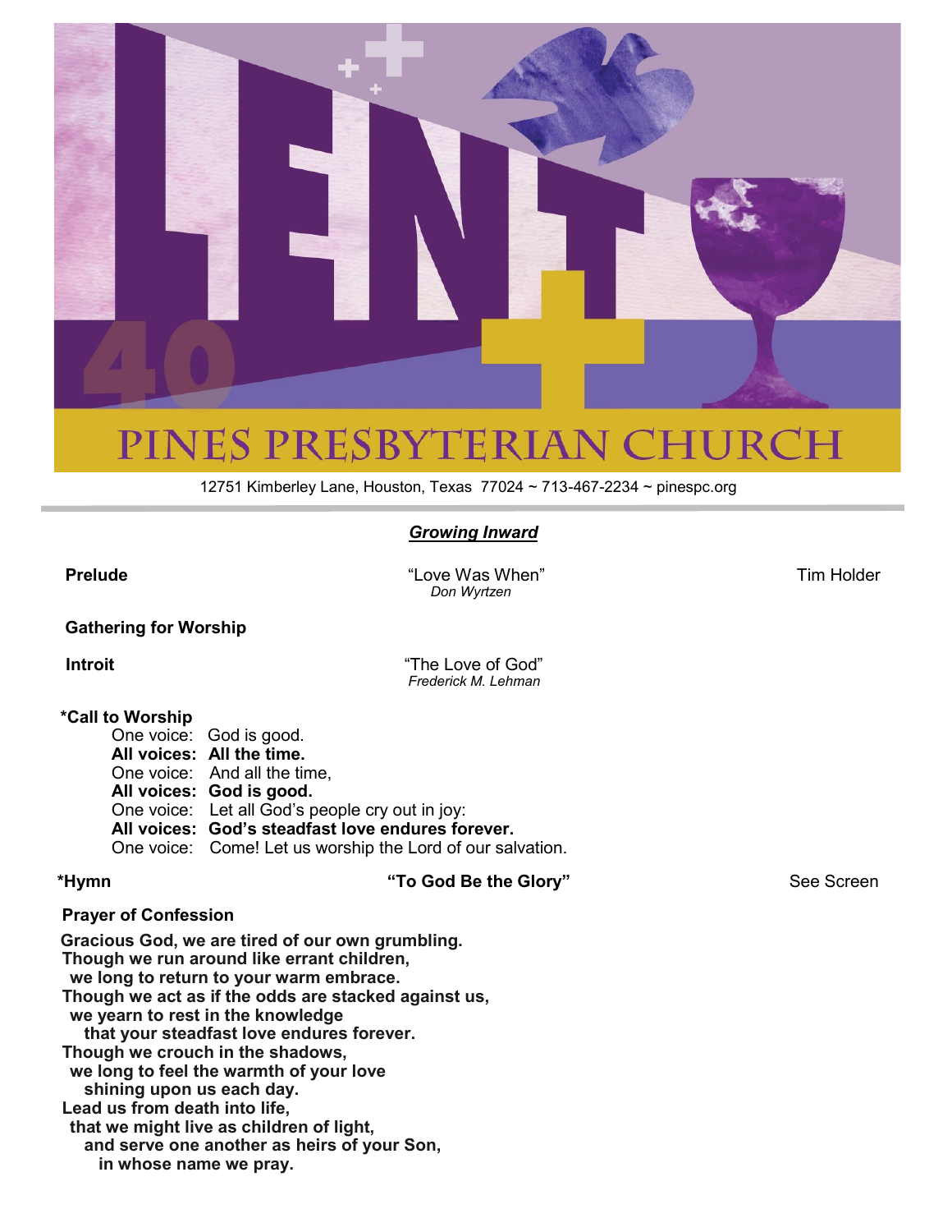LENT 40

# PINES PRESBYTERIAN CHURCH

12751 Kimberley Lane, Houston, Texas 77024 ~ 713-467-2234 ~ pinespc.org

## ***Growing Inward***

**Prelude** — "Love Was When" *Don Wyrtzen* — Tim Holder

**Gathering for Worship**

**Introit** — "The Love of God" *Frederick M. Lehman*

**\*Call to Worship**

One voice: God is good.
**All voices: All the time.**
One voice: And all the time,
**All voices: God is good.**
One voice: Let all God's people cry out in joy:
**All voices: God's steadfast love endures forever.**
One voice: Come! Let us worship the Lord of our salvation.

**\*Hymn** — **"To God Be the Glory"** — See Screen

**Prayer of Confession**

**Gracious God, we are tired of our own grumbling.**
**Though we run around like errant children,**
**we long to return to your warm embrace.**
**Though we act as if the odds are stacked against us,**
**we yearn to rest in the knowledge**
**that your steadfast love endures forever.**
**Though we crouch in the shadows,**
**we long to feel the warmth of your love**
**shining upon us each day.**
**Lead us from death into life,**
**that we might live as children of light,**
**and serve one another as heirs of your Son,**
**in whose name we pray.**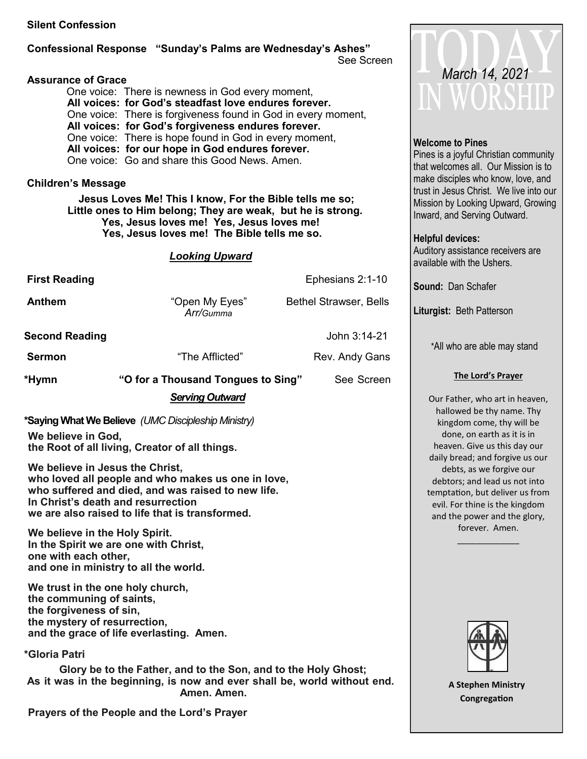**Silent Confession**

**Confessional Response "Sunday's Palms are Wednesday's Ashes"** See Screen

**Assurance of Grace**

One voice: There is newness in God every moment,
**All voices: for God's steadfast love endures forever.**
One voice: There is forgiveness found in God in every moment,
**All voices: for God's forgiveness endures forever.**
One voice: There is hope found in God in every moment,
**All voices: for our hope in God endures forever.**
One voice: Go and share this Good News. Amen.

**Children's Message**

**Jesus Loves Me! This I know, For the Bible tells me so;**
**Little ones to Him belong; They are weak, but he is strong.**
**Yes, Jesus loves me! Yes, Jesus loves me!**
**Yes, Jesus loves me! The Bible tells me so.**

***Looking Upward***

**First Reading** Ephesians 2:1-10

**Anthem** "Open My Eyes" *Arr/Gumma* Bethel Strawser, Bells

**Second Reading** John 3:14-21

**Sermon** "The Afflicted" Rev. Andy Gans

**\*Hymn "O for a Thousand Tongues to Sing"** See Screen

***Serving Outward***

**\*Saying What We Believe** *(UMC Discipleship Ministry)*

**We believe in God,**
**the Root of all living, Creator of all things.**

**We believe in Jesus the Christ,**
**who loved all people and who makes us one in love,**
**who suffered and died, and was raised to new life.**
**In Christ's death and resurrection**
**we are also raised to life that is transformed.**

**We believe in the Holy Spirit.**
**In the Spirit we are one with Christ,**
**one with each other,**
**and one in ministry to all the world.**

**We trust in the one holy church,**
**the communing of saints,**
**the forgiveness of sin,**
**the mystery of resurrection,**
**and the grace of life everlasting. Amen.**

**\*Gloria Patri**

**Glory be to the Father, and to the Son, and to the Holy Ghost;**
**As it was in the beginning, is now and ever shall be, world without end.**
**Amen. Amen.**

**Prayers of the People and the Lord's Prayer**

# TODAY IN WORSHIP

*March 14, 2021*

**Welcome to Pines**
Pines is a joyful Christian community that welcomes all. Our Mission is to make disciples who know, love, and trust in Jesus Christ. We live into our Mission by Looking Upward, Growing Inward, and Serving Outward.

**Helpful devices:**
Auditory assistance receivers are available with the Ushers.

**Sound:** Dan Schafer

**Liturgist:** Beth Patterson

\*All who are able may stand

**The Lord's Prayer**

Our Father, who art in heaven, hallowed be thy name. Thy kingdom come, thy will be done, on earth as it is in heaven. Give us this day our daily bread; and forgive us our debts, as we forgive our debtors; and lead us not into temptation, but deliver us from evil. For thine is the kingdom and the power and the glory, forever. Amen.

**A Stephen Ministry Congregation**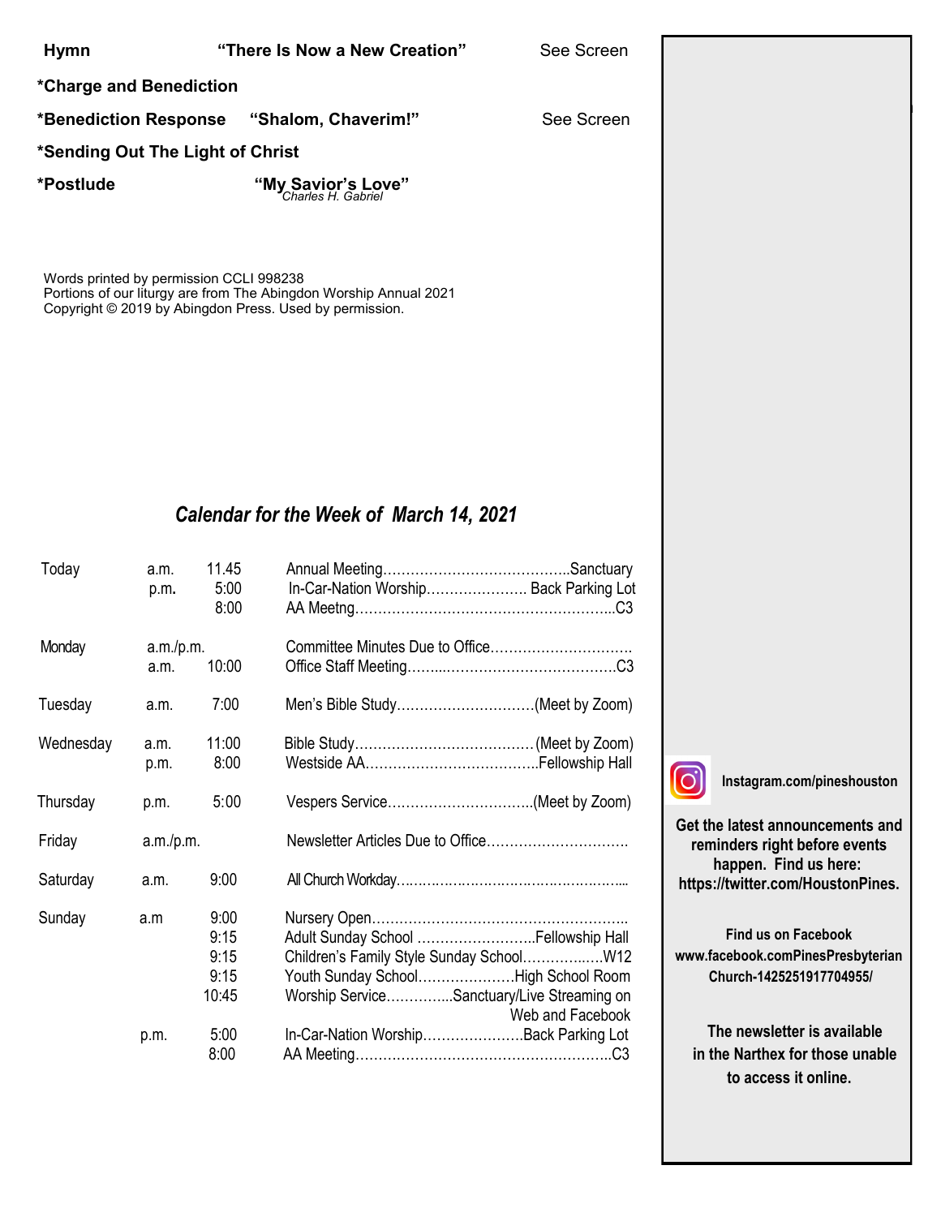**Hymn** **"There Is Now a New Creation"** See Screen

**\*Charge and Benediction**

**\*Benediction Response** **"Shalom, Chaverim!"** See Screen

**\*Sending Out The Light of Christ**

**\*Postlude** **"My Savior's Love"**
*Charles H. Gabriel*

Words printed by permission CCLI 998238
Portions of our liturgy are from The Abingdon Worship Annual 2021
Copyright © 2019 by Abingdon Press. Used by permission.

## *Calendar for the Week of March 14, 2021*

| | | | |
|---|---|---|---|
| Today | a.m. | 11.45 | Annual Meeting…………………………………..Sanctuary |
| | p.m. | 5:00 | In-Car-Nation Worship…………………. Back Parking Lot |
| | | 8:00 | AA Meetng………………………………………………..C3 |
| Monday | a.m./p.m. | | Committee Minutes Due to Office…………………………. |
| | a.m. | 10:00 | Office Staff Meeting……..……………………………….C3 |
| Tuesday | a.m. | 7:00 | Men's Bible Study…………………………(Meet by Zoom) |
| Wednesday | a.m. | 11:00 | Bible Study…………………………………(Meet by Zoom) |
| | p.m. | 8:00 | Westside AA………………………………..Fellowship Hall |
| Thursday | p.m. | 5:00 | Vespers Service…………………………..(Meet by Zoom) |
| Friday | a.m./p.m. | | Newsletter Articles Due to Office…………………………. |
| Saturday | a.m. | 9:00 | All Church Workday…………………………………………... |
| Sunday | a.m | 9:00 | Nursery Open………………………………………………. |
| | | 9:15 | Adult Sunday School ……………………..Fellowship Hall |
| | | 9:15 | Children's Family Style Sunday School……………..…W12 |
| | | 9:15 | Youth Sunday School…………………High School Room |
| | | 10:45 | Worship Service…………..Sanctuary/Live Streaming on Web and Facebook |
| | p.m. | 5:00 | In-Car-Nation Worship………………….Back Parking Lot |
| | | 8:00 | AA Meeting………………………………………………..C3 |

**Instagram.com/pineshouston**

**Get the latest announcements and reminders right before events happen. Find us here: https://twitter.com/HoustonPines.**

**Find us on Facebook**
**www.facebook.comPinesPresbyterian Church-1425251917704955/**

**The newsletter is available in the Narthex for those unable to access it online.**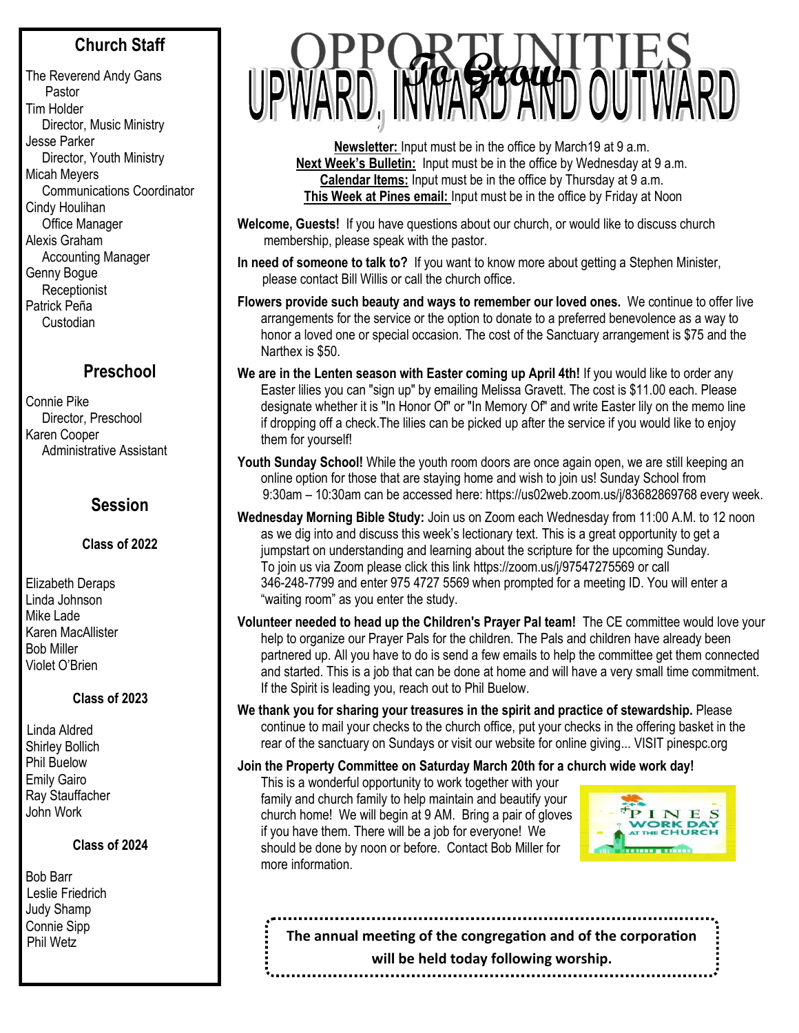## Church Staff

The Reverend Andy Gans
Pastor
Tim Holder
Director, Music Ministry
Jesse Parker
Director, Youth Ministry
Micah Meyers
Communications Coordinator
Cindy Houlihan
Office Manager
Alexis Graham
Accounting Manager
Genny Bogue
Receptionist
Patrick Peña
Custodian

## Preschool

Connie Pike
Director, Preschool
Karen Cooper
Administrative Assistant

## Session

### Class of 2022

Elizabeth Deraps
Linda Johnson
Mike Lade
Karen MacAllister
Bob Miller
Violet O'Brien

### Class of 2023

Linda Aldred
Shirley Bollich
Phil Buelow
Emily Gairo
Ray Stauffacher
John Work

### Class of 2024

Bob Barr
Leslie Friedrich
Judy Shamp
Connie Sipp
Phil Wetz

# OPPORTUNITIES To Grow UPWARD, INWARD AND OUTWARD

**Newsletter:** Input must be in the office by March19 at 9 a.m.
**Next Week's Bulletin:** Input must be in the office by Wednesday at 9 a.m.
**Calendar Items:** Input must be in the office by Thursday at 9 a.m.
**This Week at Pines email:** Input must be in the office by Friday at Noon

**Welcome, Guests!** If you have questions about our church, or would like to discuss church membership, please speak with the pastor.

**In need of someone to talk to?** If you want to know more about getting a Stephen Minister, please contact Bill Willis or call the church office.

**Flowers provide such beauty and ways to remember our loved ones.** We continue to offer live arrangements for the service or the option to donate to a preferred benevolence as a way to honor a loved one or special occasion. The cost of the Sanctuary arrangement is $75 and the Narthex is $50.

**We are in the Lenten season with Easter coming up April 4th!** If you would like to order any Easter lilies you can "sign up" by emailing Melissa Gravett. The cost is $11.00 each. Please designate whether it is "In Honor Of" or "In Memory Of" and write Easter lily on the memo line if dropping off a check.The lilies can be picked up after the service if you would like to enjoy them for yourself!

**Youth Sunday School!** While the youth room doors are once again open, we are still keeping an online option for those that are staying home and wish to join us! Sunday School from 9:30am – 10:30am can be accessed here: https://us02web.zoom.us/j/83682869768 every week.

**Wednesday Morning Bible Study:** Join us on Zoom each Wednesday from 11:00 A.M. to 12 noon as we dig into and discuss this week's lectionary text. This is a great opportunity to get a jumpstart on understanding and learning about the scripture for the upcoming Sunday. To join us via Zoom please click this link https://zoom.us/j/97547275569 or call 346-248-7799 and enter 975 4727 5569 when prompted for a meeting ID. You will enter a "waiting room" as you enter the study.

**Volunteer needed to head up the Children's Prayer Pal team!** The CE committee would love your help to organize our Prayer Pals for the children. The Pals and children have already been partnered up. All you have to do is send a few emails to help the committee get them connected and started. This is a job that can be done at home and will have a very small time commitment. If the Spirit is leading you, reach out to Phil Buelow.

**We thank you for sharing your treasures in the spirit and practice of stewardship.** Please continue to mail your checks to the church office, put your checks in the offering basket in the rear of the sanctuary on Sundays or visit our website for online giving... VISIT pinespc.org

**Join the Property Committee on Saturday March 20th for a church wide work day!**
This is a wonderful opportunity to work together with your family and church family to help maintain and beautify your church home! We will begin at 9 AM. Bring a pair of gloves if you have them. There will be a job for everyone! We should be done by noon or before. Contact Bob Miller for more information.

PINES WORK DAY AT THE CHURCH

**The annual meeting of the congregation and of the corporation will be held today following worship.**